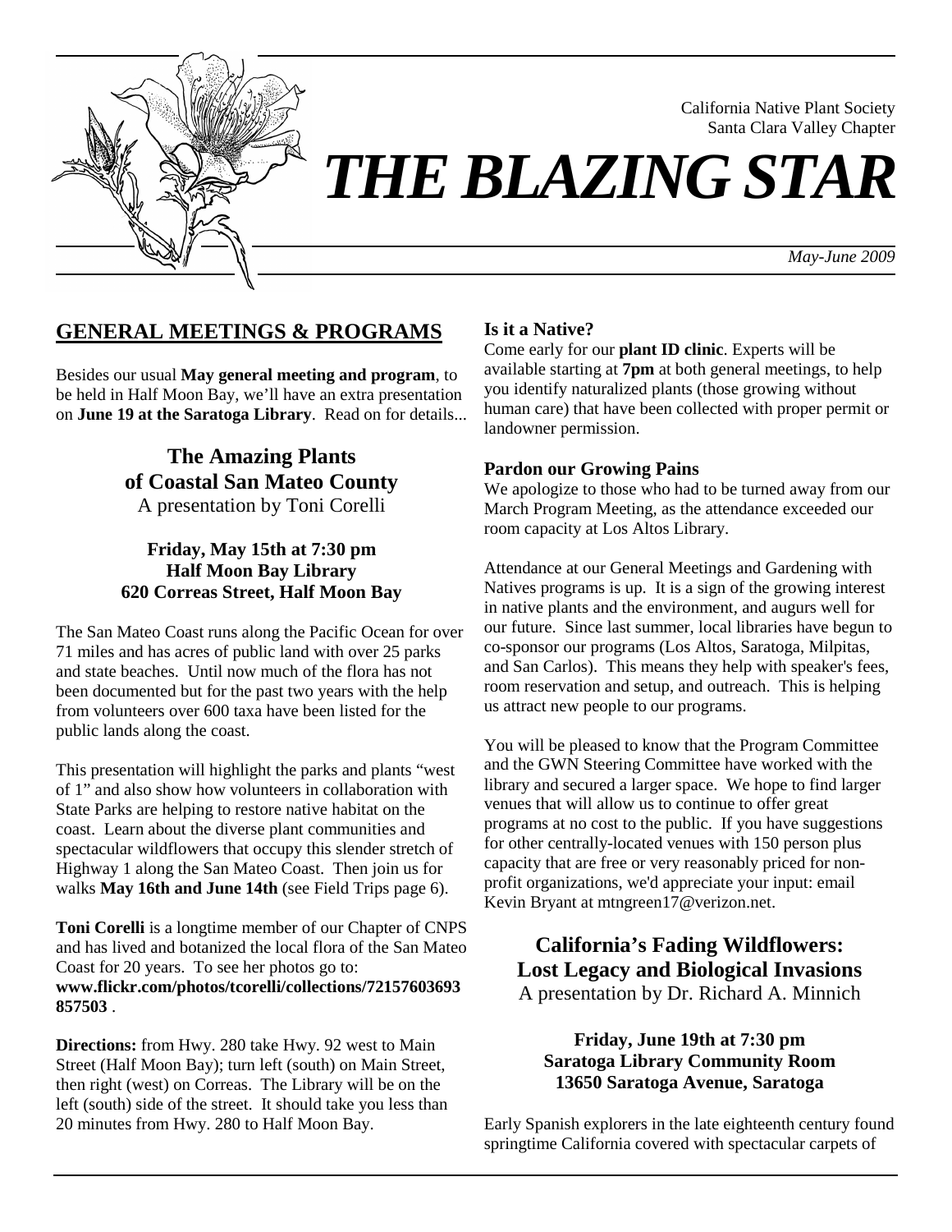California Native Plant Society
Santa Clara Valley Chapter

# *THE BLAZING STAR*

*May-June 2009*

## GENERAL MEETINGS & PROGRAMS

Besides our usual **May general meeting and program**, to be held in Half Moon Bay, we'll have an extra presentation on **June 19 at the Saratoga Library**. Read on for details...

### The Amazing Plants of Coastal San Mateo County

A presentation by Toni Corelli

**Friday, May 15th at 7:30 pm**
**Half Moon Bay Library**
**620 Correas Street, Half Moon Bay**

The San Mateo Coast runs along the Pacific Ocean for over 71 miles and has acres of public land with over 25 parks and state beaches. Until now much of the flora has not been documented but for the past two years with the help from volunteers over 600 taxa have been listed for the public lands along the coast.

This presentation will highlight the parks and plants "west of 1" and also show how volunteers in collaboration with State Parks are helping to restore native habitat on the coast. Learn about the diverse plant communities and spectacular wildflowers that occupy this slender stretch of Highway 1 along the San Mateo Coast. Then join us for walks **May 16th and June 14th** (see Field Trips page 6).

**Toni Corelli** is a longtime member of our Chapter of CNPS and has lived and botanized the local flora of the San Mateo Coast for 20 years. To see her photos go to: **www.flickr.com/photos/tcorelli/collections/72157603693857503** .

**Directions:** from Hwy. 280 take Hwy. 92 west to Main Street (Half Moon Bay); turn left (south) on Main Street, then right (west) on Correas. The Library will be on the left (south) side of the street. It should take you less than 20 minutes from Hwy. 280 to Half Moon Bay.

**Is it a Native?**

Come early for our **plant ID clinic**. Experts will be available starting at **7pm** at both general meetings, to help you identify naturalized plants (those growing without human care) that have been collected with proper permit or landowner permission.

**Pardon our Growing Pains**

We apologize to those who had to be turned away from our March Program Meeting, as the attendance exceeded our room capacity at Los Altos Library.

Attendance at our General Meetings and Gardening with Natives programs is up. It is a sign of the growing interest in native plants and the environment, and augurs well for our future. Since last summer, local libraries have begun to co-sponsor our programs (Los Altos, Saratoga, Milpitas, and San Carlos). This means they help with speaker's fees, room reservation and setup, and outreach. This is helping us attract new people to our programs.

You will be pleased to know that the Program Committee and the GWN Steering Committee have worked with the library and secured a larger space. We hope to find larger venues that will allow us to continue to offer great programs at no cost to the public. If you have suggestions for other centrally-located venues with 150 person plus capacity that are free or very reasonably priced for non-profit organizations, we'd appreciate your input: email Kevin Bryant at mtngreen17@verizon.net.

### California's Fading Wildflowers: Lost Legacy and Biological Invasions

A presentation by Dr. Richard A. Minnich

**Friday, June 19th at 7:30 pm**
**Saratoga Library Community Room**
**13650 Saratoga Avenue, Saratoga**

Early Spanish explorers in the late eighteenth century found springtime California covered with spectacular carpets of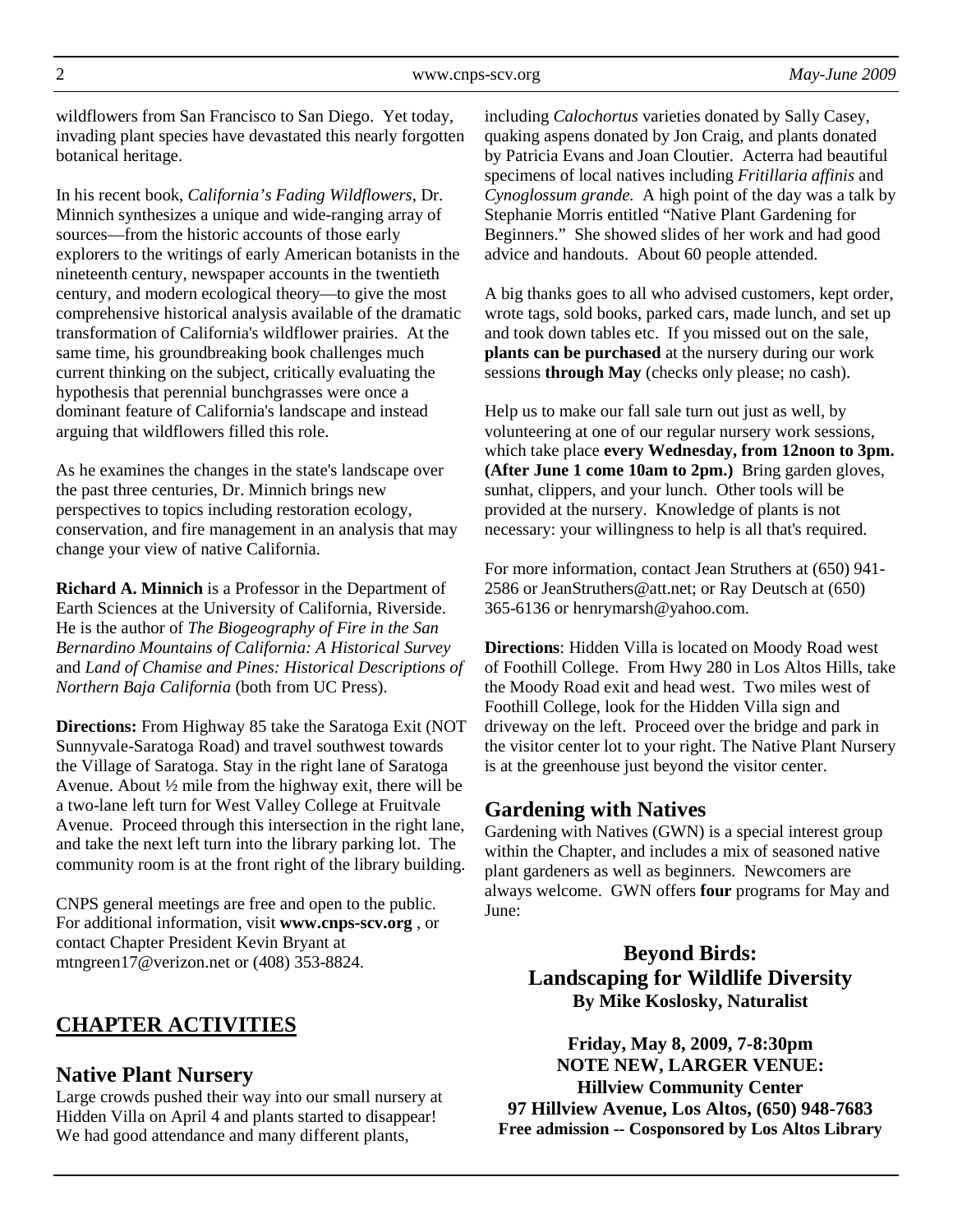wildflowers from San Francisco to San Diego. Yet today, invading plant species have devastated this nearly forgotten botanical heritage.

In his recent book, *California's Fading Wildflowers*, Dr. Minnich synthesizes a unique and wide-ranging array of sources—from the historic accounts of those early explorers to the writings of early American botanists in the nineteenth century, newspaper accounts in the twentieth century, and modern ecological theory—to give the most comprehensive historical analysis available of the dramatic transformation of California's wildflower prairies. At the same time, his groundbreaking book challenges much current thinking on the subject, critically evaluating the hypothesis that perennial bunchgrasses were once a dominant feature of California's landscape and instead arguing that wildflowers filled this role.

As he examines the changes in the state's landscape over the past three centuries, Dr. Minnich brings new perspectives to topics including restoration ecology, conservation, and fire management in an analysis that may change your view of native California.

**Richard A. Minnich** is a Professor in the Department of Earth Sciences at the University of California, Riverside. He is the author of *The Biogeography of Fire in the San Bernardino Mountains of California: A Historical Survey* and *Land of Chamise and Pines: Historical Descriptions of Northern Baja California* (both from UC Press).

**Directions:** From Highway 85 take the Saratoga Exit (NOT Sunnyvale-Saratoga Road) and travel southwest towards the Village of Saratoga. Stay in the right lane of Saratoga Avenue. About ½ mile from the highway exit, there will be a two-lane left turn for West Valley College at Fruitvale Avenue. Proceed through this intersection in the right lane, and take the next left turn into the library parking lot. The community room is at the front right of the library building.

CNPS general meetings are free and open to the public. For additional information, visit **www.cnps-scv.org** , or contact Chapter President Kevin Bryant at mtngreen17@verizon.net or (408) 353-8824.

## CHAPTER ACTIVITIES

### Native Plant Nursery

Large crowds pushed their way into our small nursery at Hidden Villa on April 4 and plants started to disappear! We had good attendance and many different plants, including *Calochortus* varieties donated by Sally Casey, quaking aspens donated by Jon Craig, and plants donated by Patricia Evans and Joan Cloutier. Acterra had beautiful specimens of local natives including *Fritillaria affinis* and *Cynoglossum grande*. A high point of the day was a talk by Stephanie Morris entitled "Native Plant Gardening for Beginners." She showed slides of her work and had good advice and handouts. About 60 people attended.

A big thanks goes to all who advised customers, kept order, wrote tags, sold books, parked cars, made lunch, and set up and took down tables etc. If you missed out on the sale, **plants can be purchased** at the nursery during our work sessions **through May** (checks only please; no cash).

Help us to make our fall sale turn out just as well, by volunteering at one of our regular nursery work sessions, which take place **every Wednesday, from 12noon to 3pm. (After June 1 come 10am to 2pm.)** Bring garden gloves, sunhat, clippers, and your lunch. Other tools will be provided at the nursery. Knowledge of plants is not necessary: your willingness to help is all that's required.

For more information, contact Jean Struthers at (650) 941-2586 or JeanStruthers@att.net; or Ray Deutsch at (650) 365-6136 or henrymarsh@yahoo.com.

**Directions**: Hidden Villa is located on Moody Road west of Foothill College. From Hwy 280 in Los Altos Hills, take the Moody Road exit and head west. Two miles west of Foothill College, look for the Hidden Villa sign and driveway on the left. Proceed over the bridge and park in the visitor center lot to your right. The Native Plant Nursery is at the greenhouse just beyond the visitor center.

### Gardening with Natives

Gardening with Natives (GWN) is a special interest group within the Chapter, and includes a mix of seasoned native plant gardeners as well as beginners. Newcomers are always welcome. GWN offers **four** programs for May and June:

**Beyond Birds: Landscaping for Wildlife Diversity**
**By Mike Koslosky, Naturalist**

**Friday, May 8, 2009, 7-8:30pm**
**NOTE NEW, LARGER VENUE:**
**Hillview Community Center**
**97 Hillview Avenue, Los Altos, (650) 948-7683**
**Free admission -- Cosponsored by Los Altos Library**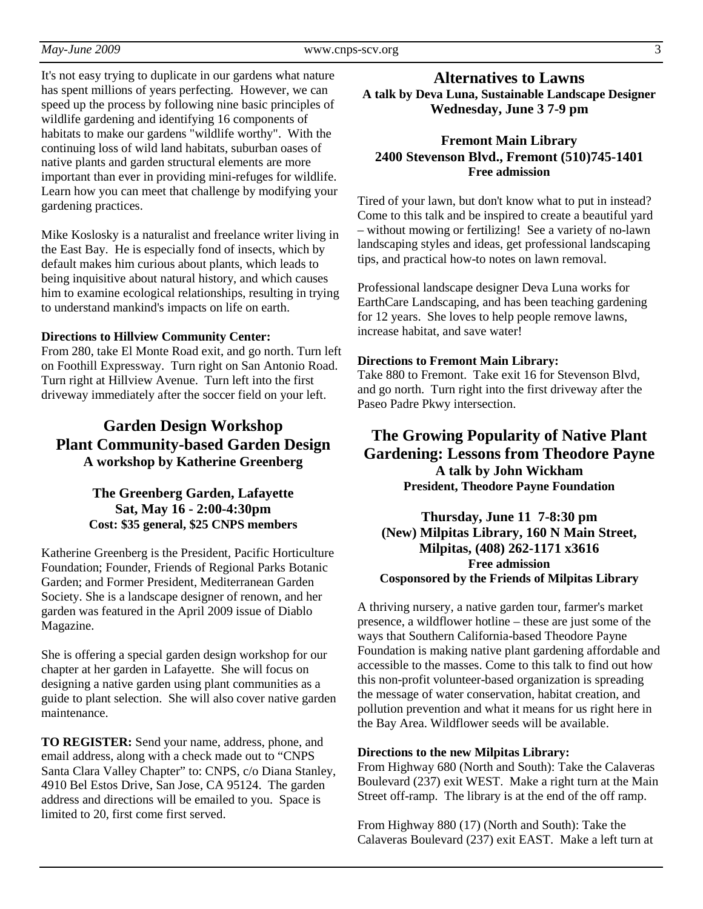It's not easy trying to duplicate in our gardens what nature has spent millions of years perfecting. However, we can speed up the process by following nine basic principles of wildlife gardening and identifying 16 components of habitats to make our gardens "wildlife worthy". With the continuing loss of wild land habitats, suburban oases of native plants and garden structural elements are more important than ever in providing mini-refuges for wildlife. Learn how you can meet that challenge by modifying your gardening practices.

Mike Koslosky is a naturalist and freelance writer living in the East Bay. He is especially fond of insects, which by default makes him curious about plants, which leads to being inquisitive about natural history, and which causes him to examine ecological relationships, resulting in trying to understand mankind's impacts on life on earth.

**Directions to Hillview Community Center:**
From 280, take El Monte Road exit, and go north. Turn left on Foothill Expressway. Turn right on San Antonio Road. Turn right at Hillview Avenue. Turn left into the first driveway immediately after the soccer field on your left.

## Garden Design Workshop
## Plant Community-based Garden Design
**A workshop by Katherine Greenberg**

**The Greenberg Garden, Lafayette**
**Sat, May 16 - 2:00-4:30pm**
**Cost: $35 general, $25 CNPS members**

Katherine Greenberg is the President, Pacific Horticulture Foundation; Founder, Friends of Regional Parks Botanic Garden; and Former President, Mediterranean Garden Society. She is a landscape designer of renown, and her garden was featured in the April 2009 issue of Diablo Magazine.

She is offering a special garden design workshop for our chapter at her garden in Lafayette. She will focus on designing a native garden using plant communities as a guide to plant selection. She will also cover native garden maintenance.

**TO REGISTER:** Send your name, address, phone, and email address, along with a check made out to "CNPS Santa Clara Valley Chapter" to: CNPS, c/o Diana Stanley, 4910 Bel Estos Drive, San Jose, CA 95124. The garden address and directions will be emailed to you. Space is limited to 20, first come first served.

## Alternatives to Lawns
**A talk by Deva Luna, Sustainable Landscape Designer**
**Wednesday, June 3 7-9 pm**

**Fremont Main Library**
**2400 Stevenson Blvd., Fremont (510)745-1401**
**Free admission**

Tired of your lawn, but don't know what to put in instead? Come to this talk and be inspired to create a beautiful yard – without mowing or fertilizing! See a variety of no-lawn landscaping styles and ideas, get professional landscaping tips, and practical how-to notes on lawn removal.

Professional landscape designer Deva Luna works for EarthCare Landscaping, and has been teaching gardening for 12 years. She loves to help people remove lawns, increase habitat, and save water!

**Directions to Fremont Main Library:**
Take 880 to Fremont. Take exit 16 for Stevenson Blvd, and go north. Turn right into the first driveway after the Paseo Padre Pkwy intersection.

## The Growing Popularity of Native Plant Gardening: Lessons from Theodore Payne
**A talk by John Wickham**
**President, Theodore Payne Foundation**

**Thursday, June 11 7-8:30 pm**
**(New) Milpitas Library, 160 N Main Street, Milpitas, (408) 262-1171 x3616**
**Free admission**
**Cosponsored by the Friends of Milpitas Library**

A thriving nursery, a native garden tour, farmer's market presence, a wildflower hotline – these are just some of the ways that Southern California-based Theodore Payne Foundation is making native plant gardening affordable and accessible to the masses. Come to this talk to find out how this non-profit volunteer-based organization is spreading the message of water conservation, habitat creation, and pollution prevention and what it means for us right here in the Bay Area. Wildflower seeds will be available.

**Directions to the new Milpitas Library:**
From Highway 680 (North and South): Take the Calaveras Boulevard (237) exit WEST. Make a right turn at the Main Street off-ramp. The library is at the end of the off ramp.

From Highway 880 (17) (North and South): Take the Calaveras Boulevard (237) exit EAST. Make a left turn at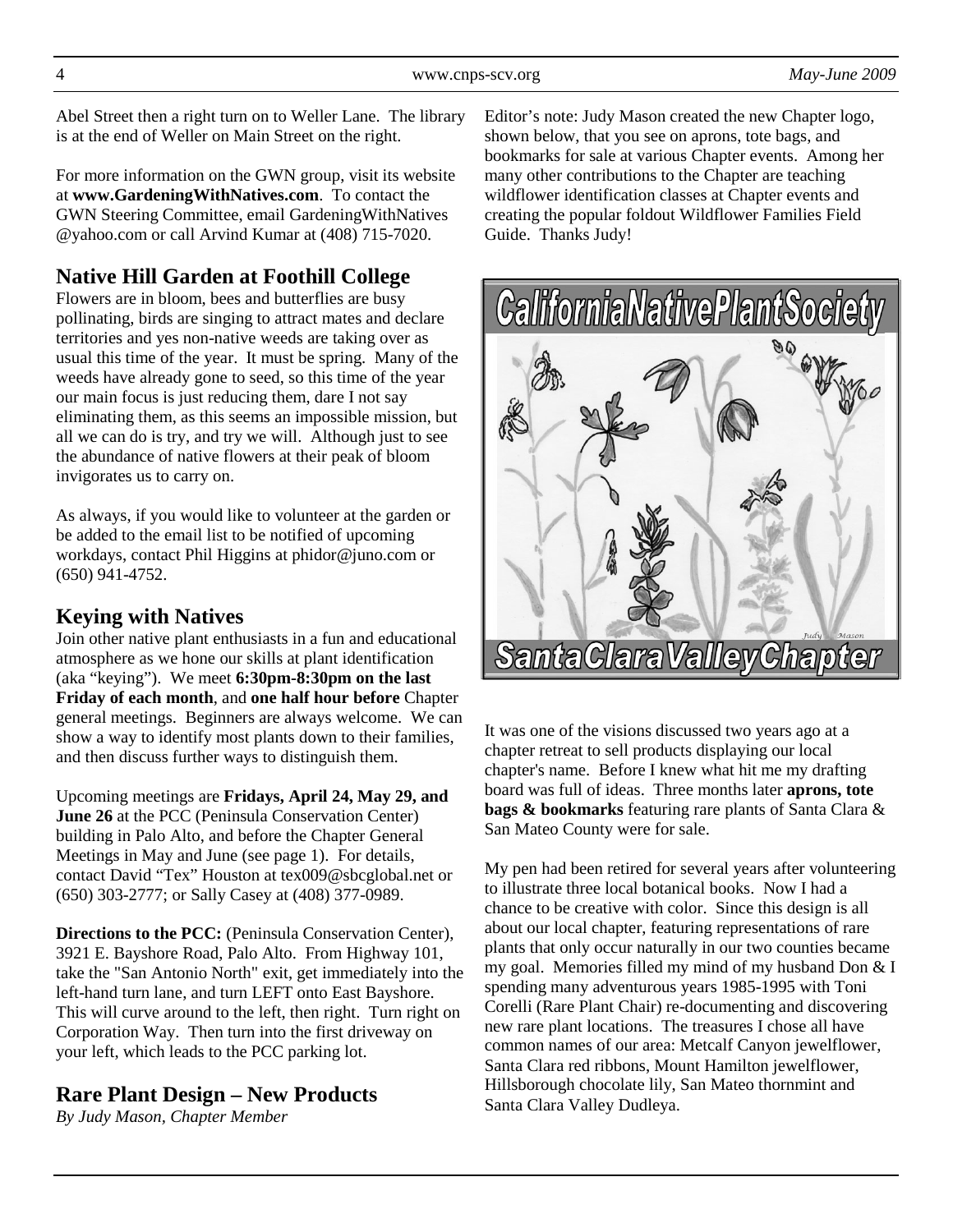Abel Street then a right turn on to Weller Lane. The library is at the end of Weller on Main Street on the right.

For more information on the GWN group, visit its website at **www.GardeningWithNatives.com**. To contact the GWN Steering Committee, email GardeningWithNatives @yahoo.com or call Arvind Kumar at (408) 715-7020.

## Native Hill Garden at Foothill College

Flowers are in bloom, bees and butterflies are busy pollinating, birds are singing to attract mates and declare territories and yes non-native weeds are taking over as usual this time of the year. It must be spring. Many of the weeds have already gone to seed, so this time of the year our main focus is just reducing them, dare I not say eliminating them, as this seems an impossible mission, but all we can do is try, and try we will. Although just to see the abundance of native flowers at their peak of bloom invigorates us to carry on.

As always, if you would like to volunteer at the garden or be added to the email list to be notified of upcoming workdays, contact Phil Higgins at phidor@juno.com or (650) 941-4752.

## Keying with Natives

Join other native plant enthusiasts in a fun and educational atmosphere as we hone our skills at plant identification (aka "keying"). We meet **6:30pm-8:30pm on the last Friday of each month**, and **one half hour before** Chapter general meetings. Beginners are always welcome. We can show a way to identify most plants down to their families, and then discuss further ways to distinguish them.

Upcoming meetings are **Fridays, April 24, May 29, and June 26** at the PCC (Peninsula Conservation Center) building in Palo Alto, and before the Chapter General Meetings in May and June (see page 1). For details, contact David "Tex" Houston at tex009@sbcglobal.net or (650) 303-2777; or Sally Casey at (408) 377-0989.

**Directions to the PCC:** (Peninsula Conservation Center), 3921 E. Bayshore Road, Palo Alto. From Highway 101, take the "San Antonio North" exit, get immediately into the left-hand turn lane, and turn LEFT onto East Bayshore. This will curve around to the left, then right. Turn right on Corporation Way. Then turn into the first driveway on your left, which leads to the PCC parking lot.

## Rare Plant Design – New Products

*By Judy Mason, Chapter Member*

Editor's note: Judy Mason created the new Chapter logo, shown below, that you see on aprons, tote bags, and bookmarks for sale at various Chapter events. Among her many other contributions to the Chapter are teaching wildflower identification classes at Chapter events and creating the popular foldout Wildflower Families Field Guide. Thanks Judy!

It was one of the visions discussed two years ago at a chapter retreat to sell products displaying our local chapter's name. Before I knew what hit me my drafting board was full of ideas. Three months later **aprons, tote bags & bookmarks** featuring rare plants of Santa Clara & San Mateo County were for sale.

My pen had been retired for several years after volunteering to illustrate three local botanical books. Now I had a chance to be creative with color. Since this design is all about our local chapter, featuring representations of rare plants that only occur naturally in our two counties became my goal. Memories filled my mind of my husband Don & I spending many adventurous years 1985-1995 with Toni Corelli (Rare Plant Chair) re-documenting and discovering new rare plant locations. The treasures I chose all have common names of our area: Metcalf Canyon jewelflower, Santa Clara red ribbons, Mount Hamilton jewelflower, Hillsborough chocolate lily, San Mateo thornmint and Santa Clara Valley Dudleya.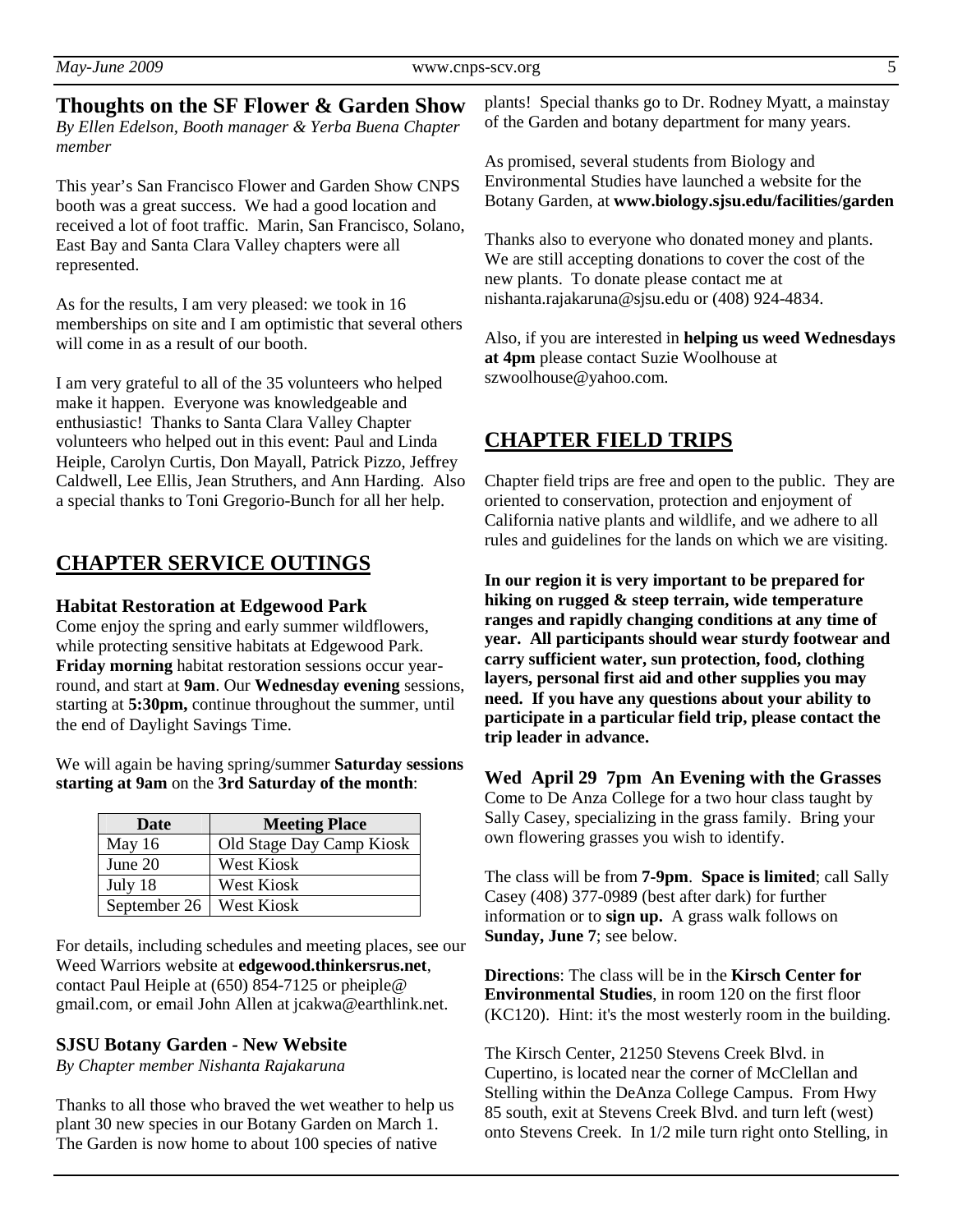## Thoughts on the SF Flower & Garden Show

*By Ellen Edelson, Booth manager & Yerba Buena Chapter member*

This year's San Francisco Flower and Garden Show CNPS booth was a great success. We had a good location and received a lot of foot traffic. Marin, San Francisco, Solano, East Bay and Santa Clara Valley chapters were all represented.

As for the results, I am very pleased: we took in 16 memberships on site and I am optimistic that several others will come in as a result of our booth.

I am very grateful to all of the 35 volunteers who helped make it happen. Everyone was knowledgeable and enthusiastic! Thanks to Santa Clara Valley Chapter volunteers who helped out in this event: Paul and Linda Heiple, Carolyn Curtis, Don Mayall, Patrick Pizzo, Jeffrey Caldwell, Lee Ellis, Jean Struthers, and Ann Harding. Also a special thanks to Toni Gregorio-Bunch for all her help.

## CHAPTER SERVICE OUTINGS

### Habitat Restoration at Edgewood Park

Come enjoy the spring and early summer wildflowers, while protecting sensitive habitats at Edgewood Park. **Friday morning** habitat restoration sessions occur year-round, and start at **9am**. Our **Wednesday evening** sessions, starting at **5:30pm,** continue throughout the summer, until the end of Daylight Savings Time.

We will again be having spring/summer **Saturday sessions starting at 9am** on the **3rd Saturday of the month**:

| Date | Meeting Place |
|---|---|
| May 16 | Old Stage Day Camp Kiosk |
| June 20 | West Kiosk |
| July 18 | West Kiosk |
| September 26 | West Kiosk |

For details, including schedules and meeting places, see our Weed Warriors website at **edgewood.thinkersrus.net**, contact Paul Heiple at (650) 854-7125 or pheiple@ gmail.com, or email John Allen at jcakwa@earthlink.net.

### SJSU Botany Garden - New Website

*By Chapter member Nishanta Rajakaruna*

Thanks to all those who braved the wet weather to help us plant 30 new species in our Botany Garden on March 1. The Garden is now home to about 100 species of native plants! Special thanks go to Dr. Rodney Myatt, a mainstay of the Garden and botany department for many years.

As promised, several students from Biology and Environmental Studies have launched a website for the Botany Garden, at **www.biology.sjsu.edu/facilities/garden**

Thanks also to everyone who donated money and plants. We are still accepting donations to cover the cost of the new plants. To donate please contact me at nishanta.rajakaruna@sjsu.edu or (408) 924-4834.

Also, if you are interested in **helping us weed Wednesdays at 4pm** please contact Suzie Woolhouse at szwoolhouse@yahoo.com.

## CHAPTER FIELD TRIPS

Chapter field trips are free and open to the public. They are oriented to conservation, protection and enjoyment of California native plants and wildlife, and we adhere to all rules and guidelines for the lands on which we are visiting.

**In our region it is very important to be prepared for hiking on rugged & steep terrain, wide temperature ranges and rapidly changing conditions at any time of year. All participants should wear sturdy footwear and carry sufficient water, sun protection, food, clothing layers, personal first aid and other supplies you may need. If you have any questions about your ability to participate in a particular field trip, please contact the trip leader in advance.**

### Wed April 29 7pm An Evening with the Grasses

Come to De Anza College for a two hour class taught by Sally Casey, specializing in the grass family. Bring your own flowering grasses you wish to identify.

The class will be from **7-9pm**. **Space is limited**; call Sally Casey (408) 377-0989 (best after dark) for further information or to **sign up.** A grass walk follows on **Sunday, June 7**; see below.

**Directions**: The class will be in the **Kirsch Center for Environmental Studies**, in room 120 on the first floor (KC120). Hint: it's the most westerly room in the building.

The Kirsch Center, 21250 Stevens Creek Blvd. in Cupertino, is located near the corner of McClellan and Stelling within the DeAnza College Campus. From Hwy 85 south, exit at Stevens Creek Blvd. and turn left (west) onto Stevens Creek. In 1/2 mile turn right onto Stelling, in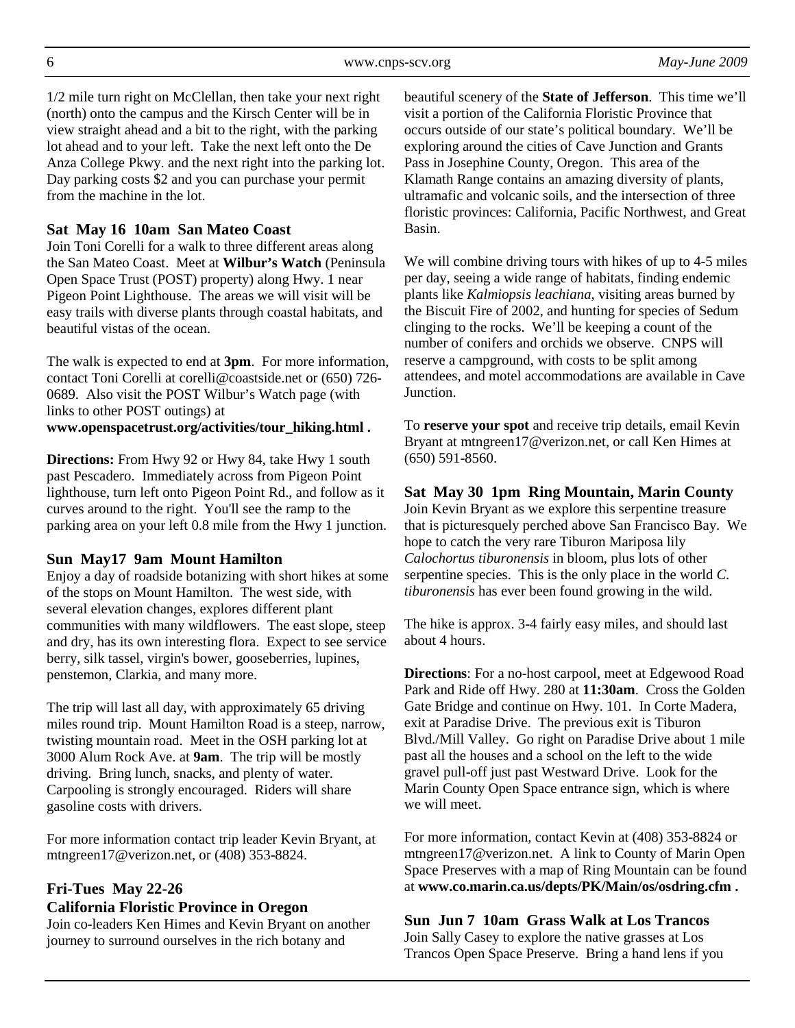1/2 mile turn right on McClellan, then take your next right (north) onto the campus and the Kirsch Center will be in view straight ahead and a bit to the right, with the parking lot ahead and to your left. Take the next left onto the De Anza College Pkwy. and the next right into the parking lot. Day parking costs $2 and you can purchase your permit from the machine in the lot.

### Sat May 16 10am San Mateo Coast

Join Toni Corelli for a walk to three different areas along the San Mateo Coast. Meet at **Wilbur's Watch** (Peninsula Open Space Trust (POST) property) along Hwy. 1 near Pigeon Point Lighthouse. The areas we will visit will be easy trails with diverse plants through coastal habitats, and beautiful vistas of the ocean.

The walk is expected to end at **3pm**. For more information, contact Toni Corelli at corelli@coastside.net or (650) 726-0689. Also visit the POST Wilbur's Watch page (with links to other POST outings) at **www.openspacetrust.org/activities/tour_hiking.html .**

**Directions:** From Hwy 92 or Hwy 84, take Hwy 1 south past Pescadero. Immediately across from Pigeon Point lighthouse, turn left onto Pigeon Point Rd., and follow as it curves around to the right. You'll see the ramp to the parking area on your left 0.8 mile from the Hwy 1 junction.

### Sun May17 9am Mount Hamilton

Enjoy a day of roadside botanizing with short hikes at some of the stops on Mount Hamilton. The west side, with several elevation changes, explores different plant communities with many wildflowers. The east slope, steep and dry, has its own interesting flora. Expect to see service berry, silk tassel, virgin's bower, gooseberries, lupines, penstemon, Clarkia, and many more.

The trip will last all day, with approximately 65 driving miles round trip. Mount Hamilton Road is a steep, narrow, twisting mountain road. Meet in the OSH parking lot at 3000 Alum Rock Ave. at **9am**. The trip will be mostly driving. Bring lunch, snacks, and plenty of water. Carpooling is strongly encouraged. Riders will share gasoline costs with drivers.

For more information contact trip leader Kevin Bryant, at mtngreen17@verizon.net, or (408) 353-8824.

### Fri-Tues May 22-26 California Floristic Province in Oregon

Join co-leaders Ken Himes and Kevin Bryant on another journey to surround ourselves in the rich botany and beautiful scenery of the **State of Jefferson**. This time we'll visit a portion of the California Floristic Province that occurs outside of our state's political boundary. We'll be exploring around the cities of Cave Junction and Grants Pass in Josephine County, Oregon. This area of the Klamath Range contains an amazing diversity of plants, ultramafic and volcanic soils, and the intersection of three floristic provinces: California, Pacific Northwest, and Great Basin.

We will combine driving tours with hikes of up to 4-5 miles per day, seeing a wide range of habitats, finding endemic plants like *Kalmiopsis leachiana*, visiting areas burned by the Biscuit Fire of 2002, and hunting for species of Sedum clinging to the rocks. We'll be keeping a count of the number of conifers and orchids we observe. CNPS will reserve a campground, with costs to be split among attendees, and motel accommodations are available in Cave Junction.

To **reserve your spot** and receive trip details, email Kevin Bryant at mtngreen17@verizon.net, or call Ken Himes at (650) 591-8560.

### Sat May 30 1pm Ring Mountain, Marin County

Join Kevin Bryant as we explore this serpentine treasure that is picturesquely perched above San Francisco Bay. We hope to catch the very rare Tiburon Mariposa lily *Calochortus tiburonensis* in bloom, plus lots of other serpentine species. This is the only place in the world *C. tiburonensis* has ever been found growing in the wild.

The hike is approx. 3-4 fairly easy miles, and should last about 4 hours.

**Directions**: For a no-host carpool, meet at Edgewood Road Park and Ride off Hwy. 280 at **11:30am**. Cross the Golden Gate Bridge and continue on Hwy. 101. In Corte Madera, exit at Paradise Drive. The previous exit is Tiburon Blvd./Mill Valley. Go right on Paradise Drive about 1 mile past all the houses and a school on the left to the wide gravel pull-off just past Westward Drive. Look for the Marin County Open Space entrance sign, which is where we will meet.

For more information, contact Kevin at (408) 353-8824 or mtngreen17@verizon.net. A link to County of Marin Open Space Preserves with a map of Ring Mountain can be found at **www.co.marin.ca.us/depts/PK/Main/os/osdring.cfm .**

### Sun Jun 7 10am Grass Walk at Los Trancos

Join Sally Casey to explore the native grasses at Los Trancos Open Space Preserve. Bring a hand lens if you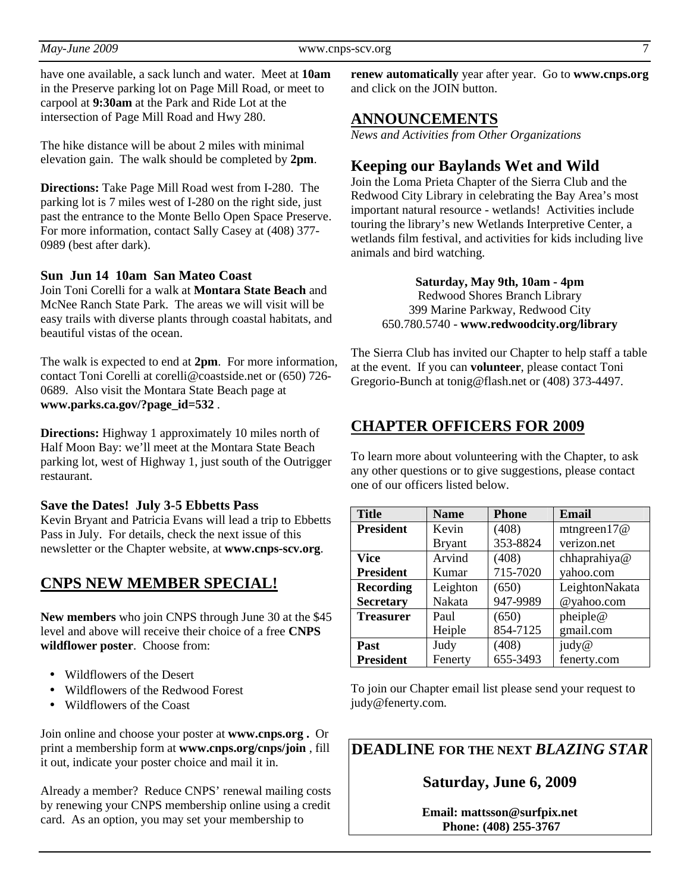have one available, a sack lunch and water. Meet at **10am** in the Preserve parking lot on Page Mill Road, or meet to carpool at **9:30am** at the Park and Ride Lot at the intersection of Page Mill Road and Hwy 280.

The hike distance will be about 2 miles with minimal elevation gain. The walk should be completed by **2pm**.

**Directions:** Take Page Mill Road west from I-280. The parking lot is 7 miles west of I-280 on the right side, just past the entrance to the Monte Bello Open Space Preserve. For more information, contact Sally Casey at (408) 377-0989 (best after dark).

### Sun Jun 14 10am San Mateo Coast

Join Toni Corelli for a walk at **Montara State Beach** and McNee Ranch State Park. The areas we will visit will be easy trails with diverse plants through coastal habitats, and beautiful vistas of the ocean.

The walk is expected to end at **2pm**. For more information, contact Toni Corelli at corelli@coastside.net or (650) 726-0689. Also visit the Montara State Beach page at **www.parks.ca.gov/?page_id=532** .

**Directions:** Highway 1 approximately 10 miles north of Half Moon Bay: we'll meet at the Montara State Beach parking lot, west of Highway 1, just south of the Outrigger restaurant.

### Save the Dates! July 3-5 Ebbetts Pass

Kevin Bryant and Patricia Evans will lead a trip to Ebbetts Pass in July. For details, check the next issue of this newsletter or the Chapter website, at **www.cnps-scv.org**.

## CNPS NEW MEMBER SPECIAL!

**New members** who join CNPS through June 30 at the $45 level and above will receive their choice of a free **CNPS wildflower poster**. Choose from:

- Wildflowers of the Desert
- Wildflowers of the Redwood Forest
- Wildflowers of the Coast

Join online and choose your poster at **www.cnps.org .** Or print a membership form at **www.cnps.org/cnps/join** , fill it out, indicate your poster choice and mail it in.

Already a member? Reduce CNPS' renewal mailing costs by renewing your CNPS membership online using a credit card. As an option, you may set your membership to **renew automatically** year after year. Go to **www.cnps.org** and click on the JOIN button.

## ANNOUNCEMENTS

*News and Activities from Other Organizations*

### Keeping our Baylands Wet and Wild

Join the Loma Prieta Chapter of the Sierra Club and the Redwood City Library in celebrating the Bay Area's most important natural resource - wetlands! Activities include touring the library's new Wetlands Interpretive Center, a wetlands film festival, and activities for kids including live animals and bird watching.

**Saturday, May 9th, 10am - 4pm**
Redwood Shores Branch Library
399 Marine Parkway, Redwood City
650.780.5740 - **www.redwoodcity.org/library**

The Sierra Club has invited our Chapter to help staff a table at the event. If you can **volunteer**, please contact Toni Gregorio-Bunch at tonig@flash.net or (408) 373-4497.

## CHAPTER OFFICERS FOR 2009

To learn more about volunteering with the Chapter, to ask any other questions or to give suggestions, please contact one of our officers listed below.

| Title | Name | Phone | Email |
|---|---|---|---|
| **President** | Kevin Bryant | (408) 353-8824 | mtngreen17@verizon.net |
| **Vice President** | Arvind Kumar | (408) 715-7020 | chhaprahiya@yahoo.com |
| **Recording Secretary** | Leighton Nakata | (650) 947-9989 | LeightonNakata@yahoo.com |
| **Treasurer** | Paul Heiple | (650) 854-7125 | pheiple@gmail.com |
| **Past President** | Judy Fenerty | (408) 655-3493 | judy@fenerty.com |

To join our Chapter email list please send your request to judy@fenerty.com.

## DEADLINE FOR THE NEXT *BLAZING STAR*

**Saturday, June 6, 2009**

**Email: mattsson@surfpix.net**
**Phone: (408) 255-3767**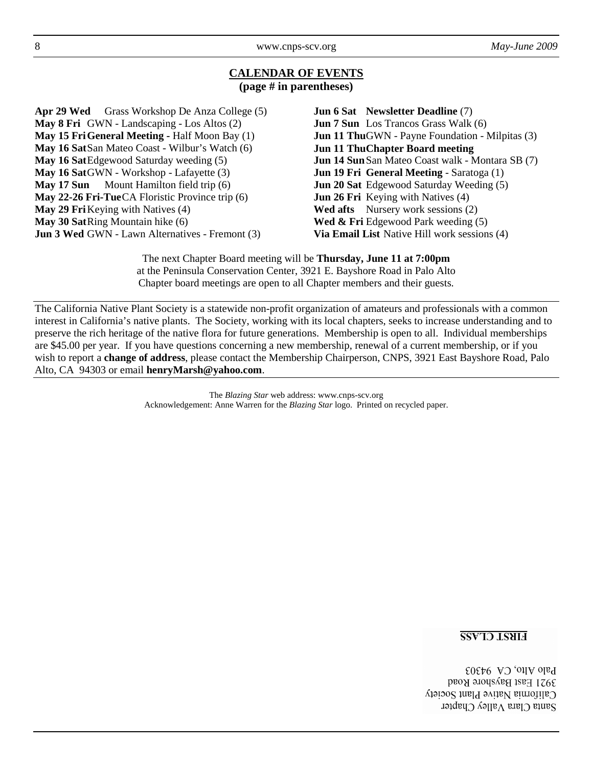## CALENDAR OF EVENTS
**(page # in parentheses)**

**Apr 29 Wed** Grass Workshop De Anza College (5)
**May 8 Fri** GWN - Landscaping - Los Altos (2)
**May 15 Fri** **General Meeting** - Half Moon Bay (1)
**May 16 Sat** San Mateo Coast - Wilbur's Watch (6)
**May 16 Sat** Edgewood Saturday weeding (5)
**May 16 Sat** GWN - Workshop - Lafayette (3)
**May 17 Sun** Mount Hamilton field trip (6)
**May 22-26 Fri-Tue** CA Floristic Province trip (6)
**May 29 Fri** Keying with Natives (4)
**May 30 Sat** Ring Mountain hike (6)
**Jun 3 Wed** GWN - Lawn Alternatives - Fremont (3)
**Jun 6 Sat** **Newsletter Deadline** (7)
**Jun 7 Sun** Los Trancos Grass Walk (6)
**Jun 11 Thu** GWN - Payne Foundation - Milpitas (3)
**Jun 11 Thu** **Chapter Board meeting**
**Jun 14 Sun** San Mateo Coast walk - Montara SB (7)
**Jun 19 Fri** **General Meeting** - Saratoga (1)
**Jun 20 Sat** Edgewood Saturday Weeding (5)
**Jun 26 Fri** Keying with Natives (4)
**Wed afts** Nursery work sessions (2)
**Wed & Fri** Edgewood Park weeding (5)
**Via Email List** Native Hill work sessions (4)

The next Chapter Board meeting will be **Thursday, June 11 at 7:00pm** at the Peninsula Conservation Center, 3921 E. Bayshore Road in Palo Alto
Chapter board meetings are open to all Chapter members and their guests.

---

The California Native Plant Society is a statewide non-profit organization of amateurs and professionals with a common interest in California's native plants. The Society, working with its local chapters, seeks to increase understanding and to preserve the rich heritage of the native flora for future generations. Membership is open to all. Individual memberships are $45.00 per year. If you have questions concerning a new membership, renewal of a current membership, or if you wish to report a **change of address**, please contact the Membership Chairperson, CNPS, 3921 East Bayshore Road, Palo Alto, CA 94303 or email **henryMarsh@yahoo.com**.

---

The *Blazing Star* web address: www.cnps-scv.org
Acknowledgement: Anne Warren for the *Blazing Star* logo. Printed on recycled paper.

**FIRST CLASS**

Santa Clara Valley Chapter
California Native Plant Society
3921 East Bayshore Road
Palo Alto, CA 94303